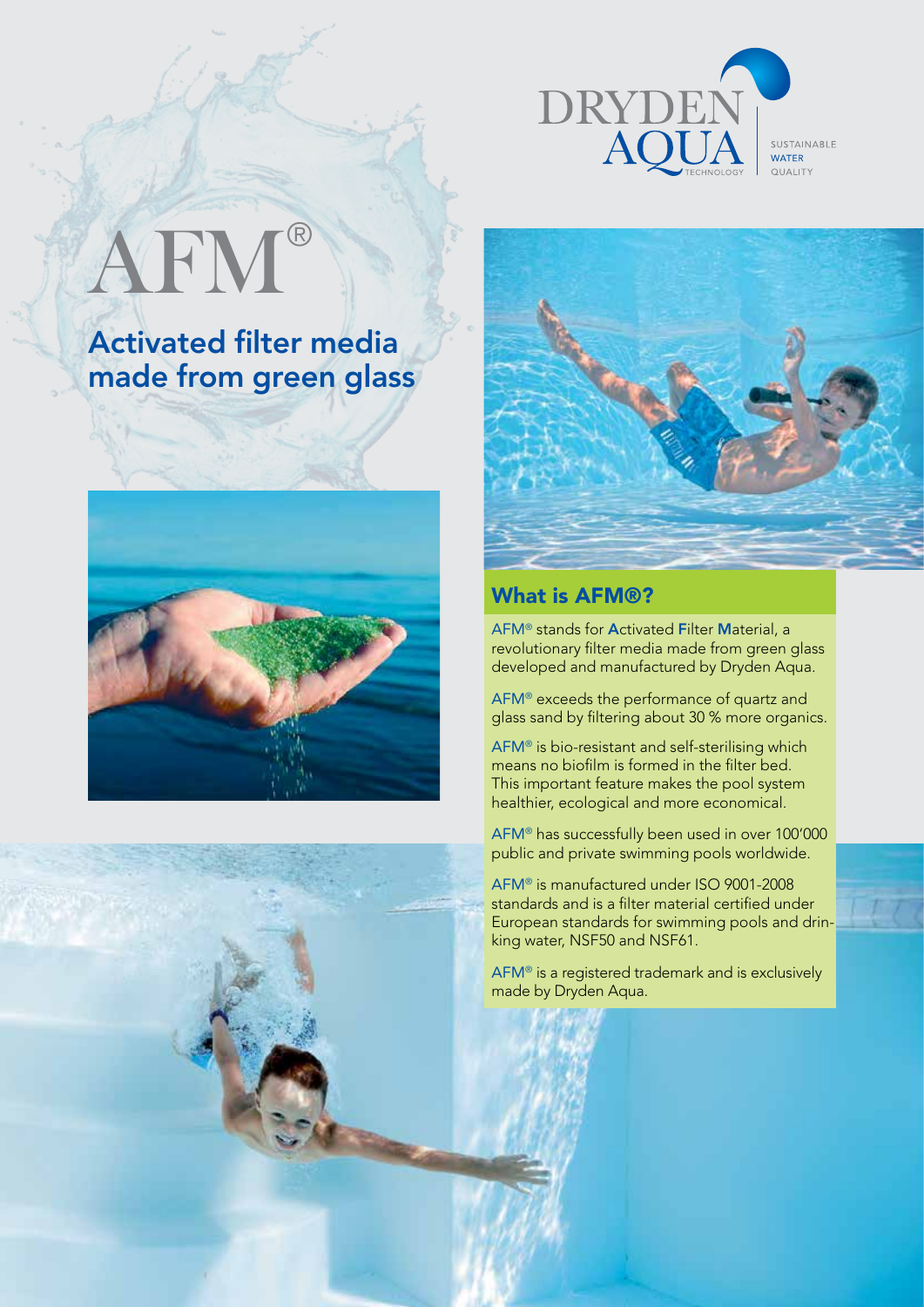DRYDEN AQUA TECHNOLOGY

SUSTAINABLE WATER QUALITY

# AFM®

## Activated filter media made from green glass

## What is AFM®?

AFM® stands for **A**ctivated **F**ilter **M**aterial, a revolutionary filter media made from green glass developed and manufactured by Dryden Aqua.

AFM® exceeds the performance of quartz and glass sand by filtering about 30 % more organics.

AFM® is bio-resistant and self-sterilising which means no biofilm is formed in the filter bed. This important feature makes the pool system healthier, ecological and more economical.

AFM® has successfully been used in over 100'000 public and private swimming pools worldwide.

AFM® is manufactured under ISO 9001-2008 standards and is a filter material certified under European standards for swimming pools and drinking water, NSF50 and NSF61.

AFM® is a registered trademark and is exclusively made by Dryden Aqua.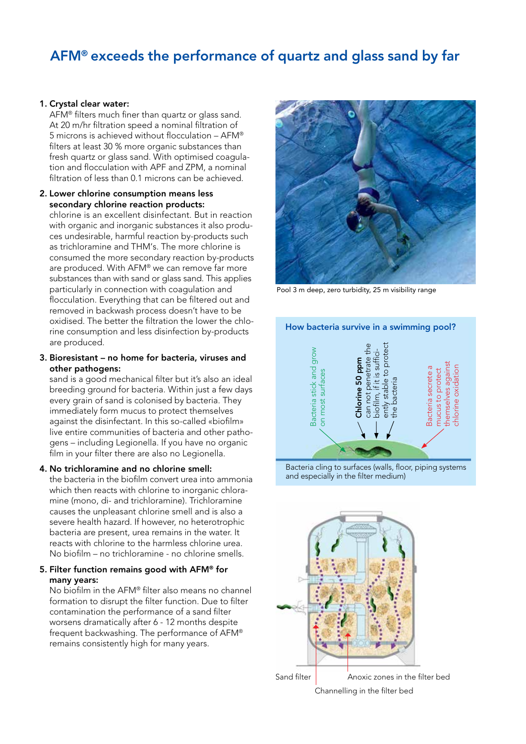## AFM® exceeds the performance of quartz and glass sand by far

1. **Crystal clear water:**
   AFM® filters much finer than quartz or glass sand. At 20 m/hr filtration speed a nominal filtration of 5 microns is achieved without flocculation – AFM® filters at least 30 % more organic substances than fresh quartz or glass sand. With optimised coagulation and flocculation with APF and ZPM, a nominal filtration of less than 0.1 microns can be achieved.

2. **Lower chlorine consumption means less secondary chlorine reaction products:**
   chlorine is an excellent disinfectant. But in reaction with organic and inorganic substances it also produces undesirable, harmful reaction by-products such as trichloramine and THM's. The more chlorine is consumed the more secondary reaction by-products are produced. With AFM® we can remove far more substances than with sand or glass sand. This applies particularly in connection with coagulation and flocculation. Everything that can be filtered out and removed in backwash process doesn't have to be oxidised. The better the filtration the lower the chlorine consumption and less disinfection by-products are produced.

3. **Bioresistant – no home for bacteria, viruses and other pathogens:**
   sand is a good mechanical filter but it's also an ideal breeding ground for bacteria. Within just a few days every grain of sand is colonised by bacteria. They immediately form mucus to protect themselves against the disinfectant. In this so-called «biofilm» live entire communities of bacteria and other pathogens – including Legionella. If you have no organic film in your filter there are also no Legionella.

4. **No trichloramine and no chlorine smell:**
   the bacteria in the biofilm convert urea into ammonia which then reacts with chlorine to inorganic chloramine (mono, di- and trichloramine). Trichloramine causes the unpleasant chlorine smell and is also a severe health hazard. If however, no heterotrophic bacteria are present, urea remains in the water. It reacts with chlorine to the harmless chlorine urea. No biofilm – no trichloramine - no chlorine smells.

5. **Filter function remains good with AFM® for many years:**
   No biofilm in the AFM® filter also means no channel formation to disrupt the filter function. Due to filter contamination the performance of a sand filter worsens dramatically after 6 - 12 months despite frequent backwashing. The performance of AFM® remains consistently high for many years.

Pool 3 m deep, zero turbidity, 25 m visibility range

**How bacteria survive in a swimming pool?**

Bacteria stick and grow on most surfaces

**Chlorine 50 ppm** can not penetrate the biofilm, if it is sufficiently stable to protect the bacteria

Bacteria secrete a mucus to protect themselves against chlorine oxidation

Bacteria cling to surfaces (walls, floor, piping systems and especially in the filter medium)

Sand filter

Anoxic zones in the filter bed

Channelling in the filter bed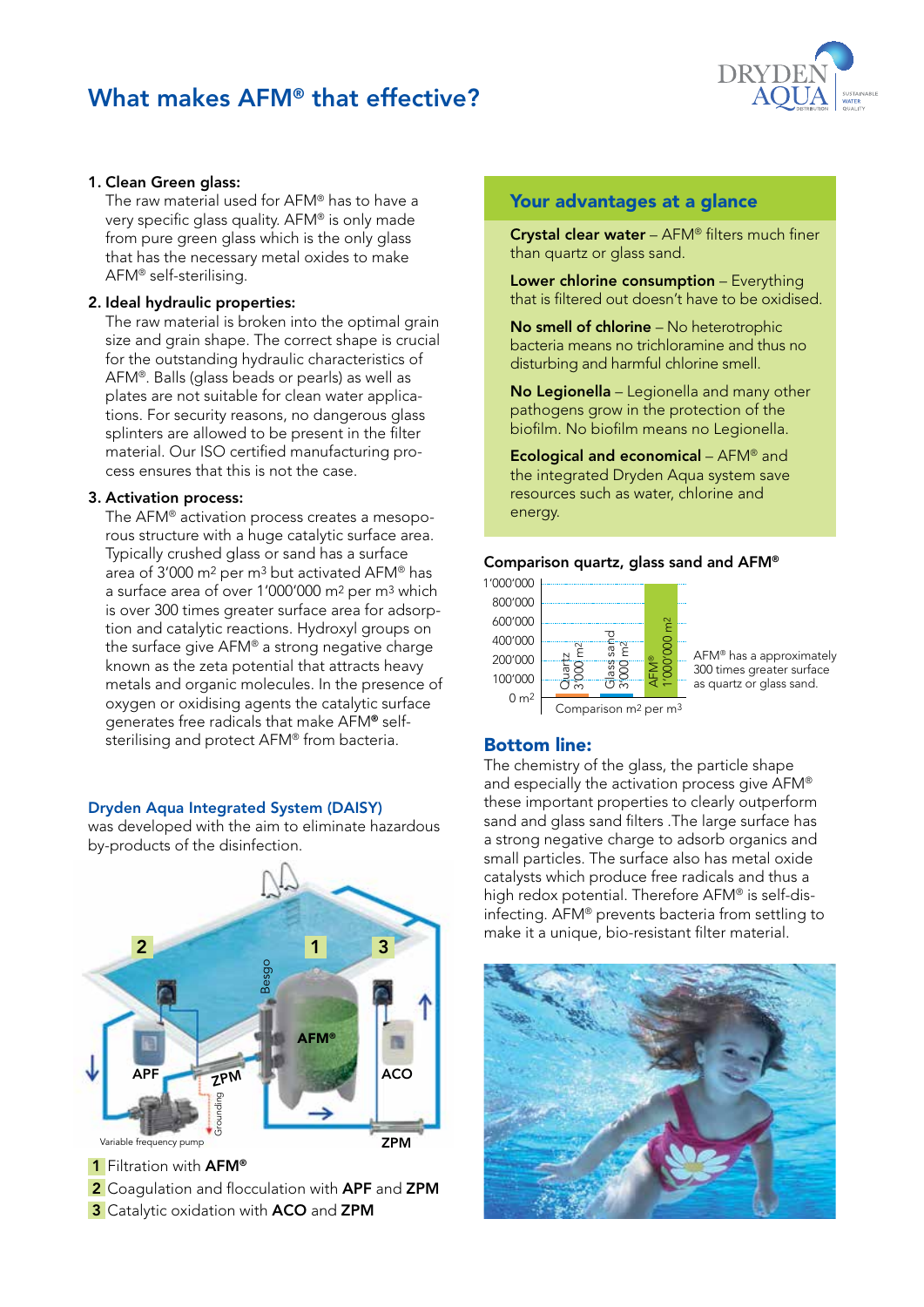# What makes AFM® that effective?

1. **Clean Green glass:**
   The raw material used for AFM® has to have a very specific glass quality. AFM® is only made from pure green glass which is the only glass that has the necessary metal oxides to make AFM® self-sterilising.

2. **Ideal hydraulic properties:**
   The raw material is broken into the optimal grain size and grain shape. The correct shape is crucial for the outstanding hydraulic characteristics of AFM®. Balls (glass beads or pearls) as well as plates are not suitable for clean water applications. For security reasons, no dangerous glass splinters are allowed to be present in the filter material. Our ISO certified manufacturing process ensures that this is not the case.

3. **Activation process:**
   The AFM® activation process creates a mesoporous structure with a huge catalytic surface area. Typically crushed glass or sand has a surface area of 3'000 $m^2$ per $m^3$ but activated AFM® has a surface area of over 1'000'000 $m^2$ per $m^3$ which is over 300 times greater surface area for adsorption and catalytic reactions. Hydroxyl groups on the surface give AFM® a strong negative charge known as the zeta potential that attracts heavy metals and organic molecules. In the presence of oxygen or oxidising agents the catalytic surface generates free radicals that make **AFM®** self-sterilising and protect AFM® from bacteria.

### Dryden Aqua Integrated System (DAISY)

was developed with the aim to eliminate hazardous by-products of the disinfection.

Besgo, AFM®, APF, ZPM, ACO, ZPM, Grounding, Variable frequency pump

**1** Filtration with **AFM®**
**2** Coagulation and flocculation with **APF** and **ZPM**
**3** Catalytic oxidation with **ACO** and **ZPM**

## Your advantages at a glance

**Crystal clear water** – AFM® filters much finer than quartz or glass sand.

**Lower chlorine consumption** – Everything that is filtered out doesn't have to be oxidised.

**No smell of chlorine** – No heterotrophic bacteria means no trichloramine and thus no disturbing and harmful chlorine smell.

**No Legionella** – Legionella and many other pathogens grow in the protection of the biofilm. No biofilm means no Legionella.

**Ecological and economical** – AFM® and the integrated Dryden Aqua system save resources such as water, chlorine and energy.

### Comparison quartz, glass sand and AFM®

| | Comparison $m^2$ per $m^3$ |
|---|---|
| Quartz | 3'000 $m^2$ |
| Glass sand | 3'000 $m^2$ |
| AFM® | 1'000'000 $m^2$ |

AFM® has a approximately 300 times greater surface as quartz or glass sand.

## Bottom line:

The chemistry of the glass, the particle shape and especially the activation process give AFM® these important properties to clearly outperform sand and glass sand filters .The large surface has a strong negative charge to adsorb organics and small particles. The surface also has metal oxide catalysts which produce free radicals and thus a high redox potential. Therefore AFM® is self-disinfecting. AFM® prevents bacteria from settling to make it a unique, bio-resistant filter material.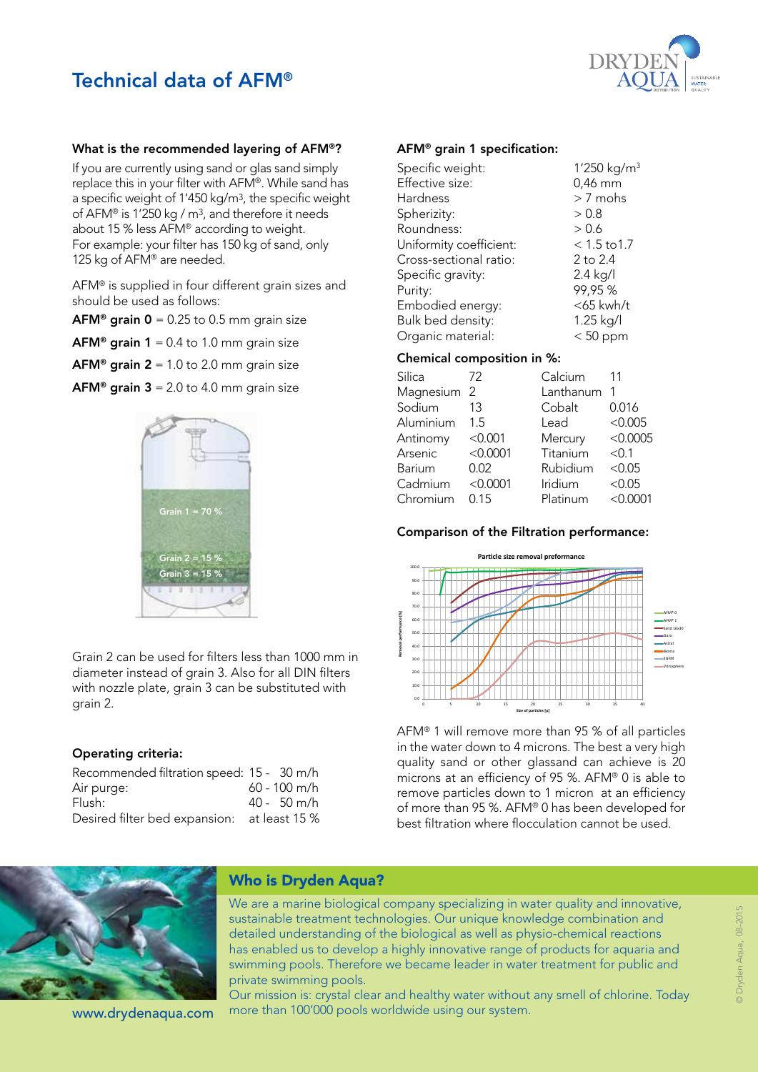# Technical data of AFM®

### What is the recommended layering of AFM®?

If you are currently using sand or glas sand simply replace this in your filter with AFM®. While sand has a specific weight of 1'450 kg/m³, the specific weight of AFM® is 1'250 kg / m³, and therefore it needs about 15 % less AFM® according to weight. For example: your filter has 150 kg of sand, only 125 kg of AFM® are needed.

AFM® is supplied in four different grain sizes and should be used as follows:

**AFM® grain 0** = 0.25 to 0.5 mm grain size

**AFM® grain 1** = 0.4 to 1.0 mm grain size

**AFM® grain 2** = 1.0 to 2.0 mm grain size

**AFM® grain 3** = 2.0 to 4.0 mm grain size

Grain 1 = 70 %

Grain 2 = 15 %

Grain 3 = 15 %

Grain 2 can be used for filters less than 1000 mm in diameter instead of grain 3. Also for all DIN filters with nozzle plate, grain 3 can be substituted with grain 2.

### Operating criteria:

| | |
|---|---|
| Recommended filtration speed: | 15 - 30 m/h |
| Air purge: | 60 - 100 m/h |
| Flush: | 40 - 50 m/h |
| Desired filter bed expansion: | at least 15 % |

### AFM® grain 1 specification:

| | |
|---|---|
| Specific weight: | 1'250 kg/m³ |
| Effective size: | 0,46 mm |
| Hardness | > 7 mohs |
| Spherizity: | > 0.8 |
| Roundness: | > 0.6 |
| Uniformity coefficient: | < 1.5 to1.7 |
| Cross-sectional ratio: | 2 to 2.4 |
| Specific gravity: | 2.4 kg/l |
| Purity: | 99,95 % |
| Embodied energy: | <65 kwh/t |
| Bulk bed density: | 1.25 kg/l |
| Organic material: | < 50 ppm |

### Chemical composition in %:

| | | | |
|---|---|---|---|
| Silica | 72 | Calcium | 11 |
| Magnesium | 2 | Lanthanum | 1 |
| Sodium | 13 | Cobalt | 0.016 |
| Aluminium | 1.5 | Lead | <0.005 |
| Antimony | <0.001 | Mercury | <0.0005 |
| Arsenic | <0.0001 | Titanium | <0.1 |
| Barium | 0.02 | Rubidium | <0.05 |
| Cadmium | <0.0001 | Iridium | <0.05 |
| Chromium | 0.15 | Platinum | <0.0001 |

### Comparison of the Filtration performance:

Particle size removal preformance

Removal performance [%]

Size of particles [µ]

AFM® 0, AFM® 1, Sand 16x30, Garo, Astral, Bioma, EGFM, Vitrosphere

AFM® 1 will remove more than 95 % of all particles in the water down to 4 microns. The best a very high quality sand or other glassand can achieve is 20 microns at an efficiency of 95 %. AFM® 0 is able to remove particles down to 1 micron at an efficiency of more than 95 %. AFM® 0 has been developed for best filtration where flocculation cannot be used.

## Who is Dryden Aqua?

We are a marine biological company specializing in water quality and innovative, sustainable treatment technologies. Our unique knowledge combination and detailed understanding of the biological as well as physio-chemical reactions has enabled us to develop a highly innovative range of products for aquaria and swimming pools. Therefore we became leader in water treatment for public and private swimming pools.

Our mission is: crystal clear and healthy water without any smell of chlorine. Today more than 100'000 pools worldwide using our system.

www.drydenaqua.com

© Dryden Aqua, 08-2015